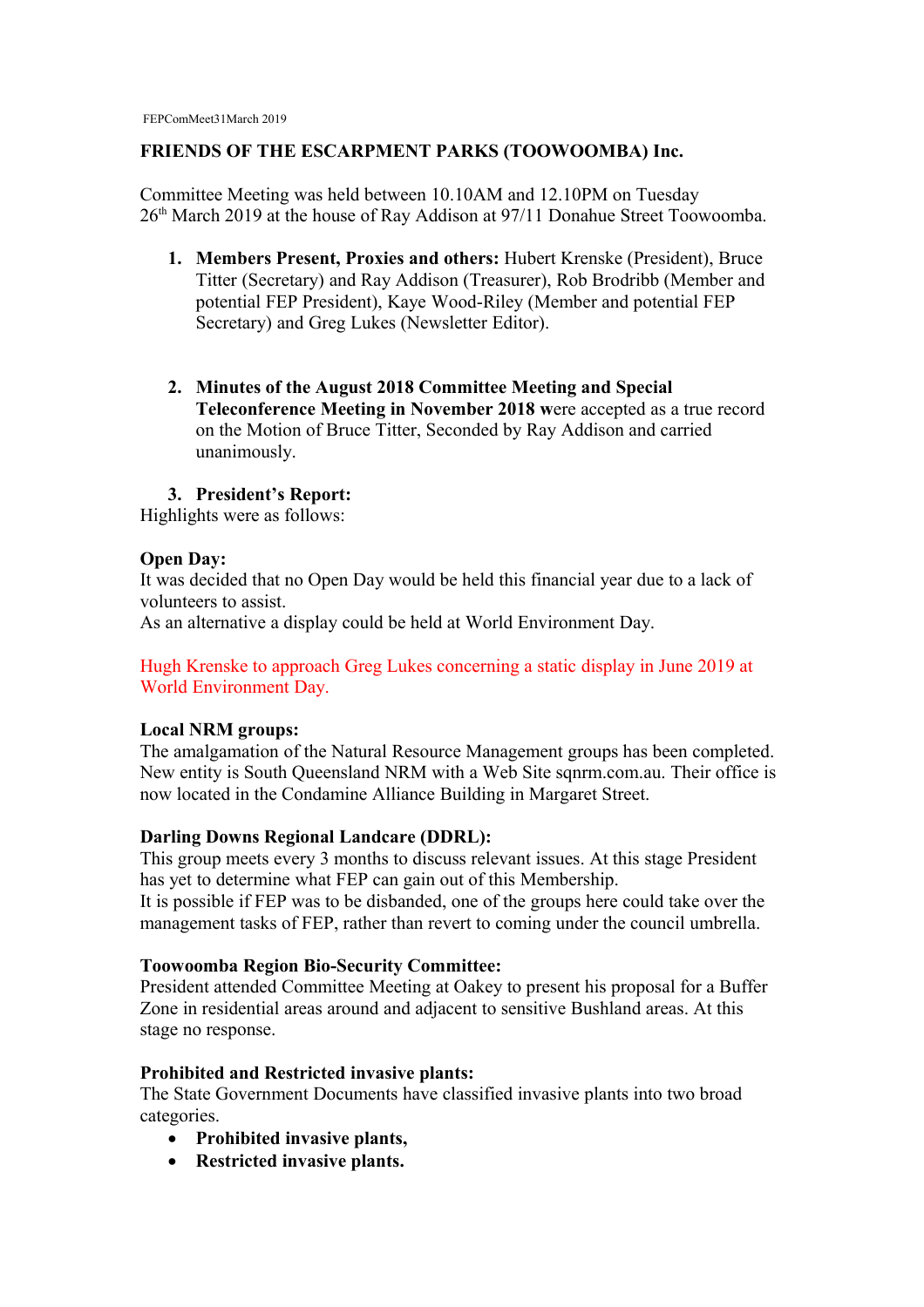FEPComMeet31March 2019

**FRIENDS OF THE ESCARPMENT PARKS (TOOWOOMBA) Inc.**

Committee Meeting was held between 10.10AM and 12.10PM on Tuesday 26th March 2019 at the house of Ray Addison at 97/11 Donahue Street Toowoomba.

1. **Members Present, Proxies and others:** Hubert Krenske (President), Bruce Titter (Secretary) and Ray Addison (Treasurer), Rob Brodribb (Member and potential FEP President), Kaye Wood-Riley (Member and potential FEP Secretary) and Greg Lukes (Newsletter Editor).

2. **Minutes of the August 2018 Committee Meeting and Special Teleconference Meeting in November 2018 w**ere accepted as a true record on the Motion of Bruce Titter, Seconded by Ray Addison and carried unanimously.

3. **President's Report:**

Highlights were as follows:

**Open Day:**
It was decided that no Open Day would be held this financial year due to a lack of volunteers to assist.
As an alternative a display could be held at World Environment Day.

Hugh Krenske to approach Greg Lukes concerning a static display in June 2019 at World Environment Day.

**Local NRM groups:**
The amalgamation of the Natural Resource Management groups has been completed. New entity is South Queensland NRM with a Web Site sqnrm.com.au. Their office is now located in the Condamine Alliance Building in Margaret Street.

**Darling Downs Regional Landcare (DDRL):**
This group meets every 3 months to discuss relevant issues. At this stage President has yet to determine what FEP can gain out of this Membership.
It is possible if FEP was to be disbanded, one of the groups here could take over the management tasks of FEP, rather than revert to coming under the council umbrella.

**Toowoomba Region Bio-Security Committee:**
President attended Committee Meeting at Oakey to present his proposal for a Buffer Zone in residential areas around and adjacent to sensitive Bushland areas. At this stage no response.

**Prohibited and Restricted invasive plants:**
The State Government Documents have classified invasive plants into two broad categories.

- **Prohibited invasive plants,**
- **Restricted invasive plants.**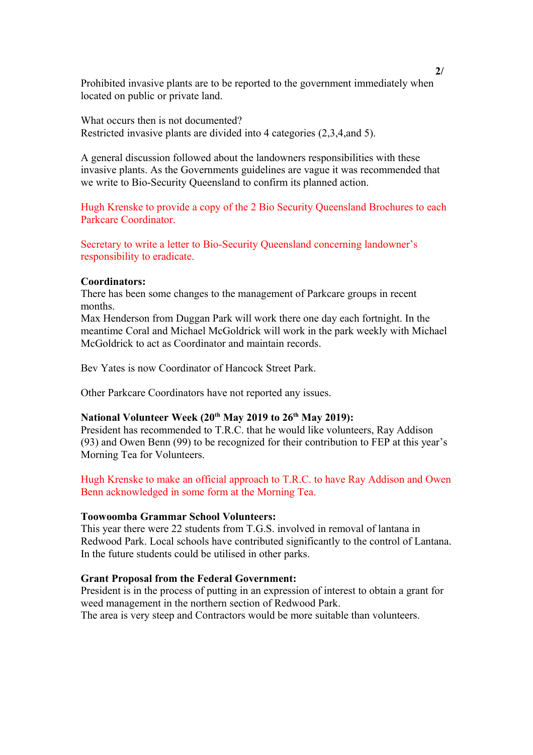Prohibited invasive plants are to be reported to the government immediately when located on public or private land.

What occurs then is not documented?
Restricted invasive plants are divided into 4 categories (2,3,4,and 5).

A general discussion followed about the landowners responsibilities with these invasive plants. As the Governments guidelines are vague it was recommended that we write to Bio-Security Queensland to confirm its planned action.

Hugh Krenske to provide a copy of the 2 Bio Security Queensland Brochures to each Parkcare Coordinator.

Secretary to write a letter to Bio-Security Queensland concerning landowner's responsibility to eradicate.

**Coordinators:**
There has been some changes to the management of Parkcare groups in recent months.
Max Henderson from Duggan Park will work there one day each fortnight. In the meantime Coral and Michael McGoldrick will work in the park weekly with Michael McGoldrick to act as Coordinator and maintain records.

Bev Yates is now Coordinator of Hancock Street Park.

Other Parkcare Coordinators have not reported any issues.

**National Volunteer Week (20th May 2019 to 26th May 2019):**
President has recommended to T.R.C. that he would like volunteers, Ray Addison (93) and Owen Benn (99) to be recognized for their contribution to FEP at this year's Morning Tea for Volunteers.

Hugh Krenske to make an official approach to T.R.C. to have Ray Addison and Owen Benn acknowledged in some form at the Morning Tea.

**Toowoomba Grammar School Volunteers:**
This year there were 22 students from T.G.S. involved in removal of lantana in Redwood Park. Local schools have contributed significantly to the control of Lantana. In the future students could be utilised in other parks.

**Grant Proposal from the Federal Government:**
President is in the process of putting in an expression of interest to obtain a grant for weed management in the northern section of Redwood Park.
The area is very steep and Contractors would be more suitable than volunteers.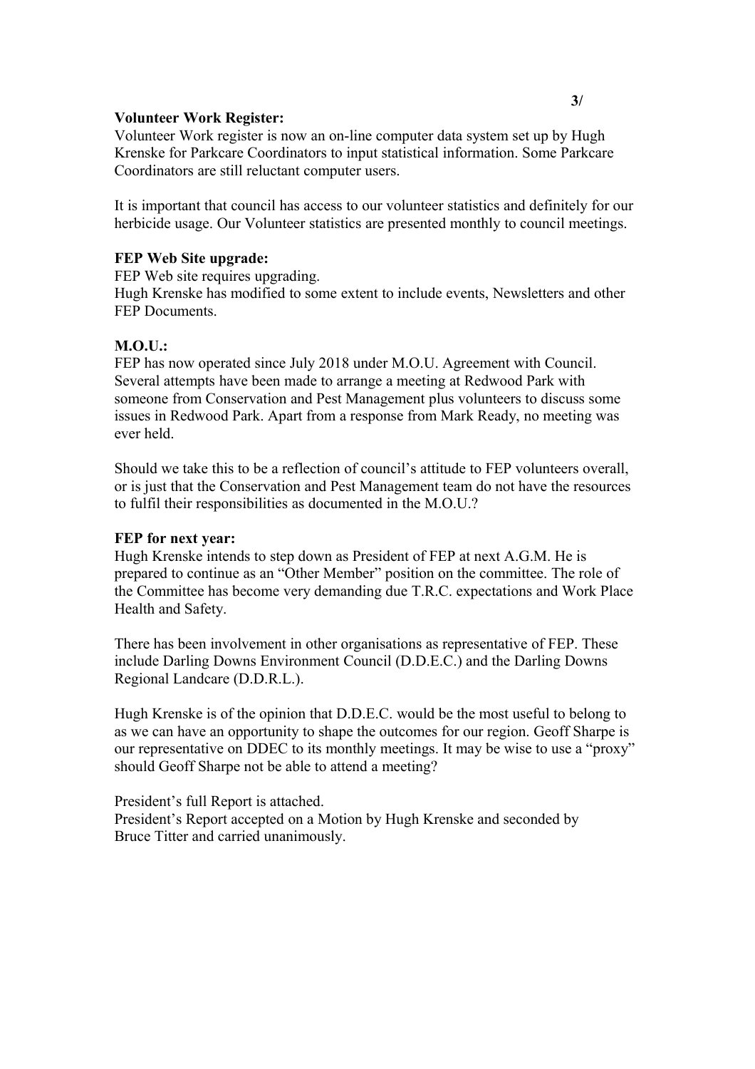**Volunteer Work Register:**
Volunteer Work register is now an on-line computer data system set up by Hugh Krenske for Parkcare Coordinators to input statistical information. Some Parkcare Coordinators are still reluctant computer users.

It is important that council has access to our volunteer statistics and definitely for our herbicide usage. Our Volunteer statistics are presented monthly to council meetings.

**FEP Web Site upgrade:**
FEP Web site requires upgrading.
Hugh Krenske has modified to some extent to include events, Newsletters and other FEP Documents.

**M.O.U.:**
FEP has now operated since July 2018 under M.O.U. Agreement with Council. Several attempts have been made to arrange a meeting at Redwood Park with someone from Conservation and Pest Management plus volunteers to discuss some issues in Redwood Park. Apart from a response from Mark Ready, no meeting was ever held.

Should we take this to be a reflection of council's attitude to FEP volunteers overall, or is just that the Conservation and Pest Management team do not have the resources to fulfil their responsibilities as documented in the M.O.U.?

**FEP for next year:**
Hugh Krenske intends to step down as President of FEP at next A.G.M. He is prepared to continue as an "Other Member" position on the committee. The role of the Committee has become very demanding due T.R.C. expectations and Work Place Health and Safety.

There has been involvement in other organisations as representative of FEP. These include Darling Downs Environment Council (D.D.E.C.) and the Darling Downs Regional Landcare (D.D.R.L.).

Hugh Krenske is of the opinion that D.D.E.C. would be the most useful to belong to as we can have an opportunity to shape the outcomes for our region. Geoff Sharpe is our representative on DDEC to its monthly meetings. It may be wise to use a "proxy" should Geoff Sharpe not be able to attend a meeting?

President's full Report is attached.
President's Report accepted on a Motion by Hugh Krenske and seconded by Bruce Titter and carried unanimously.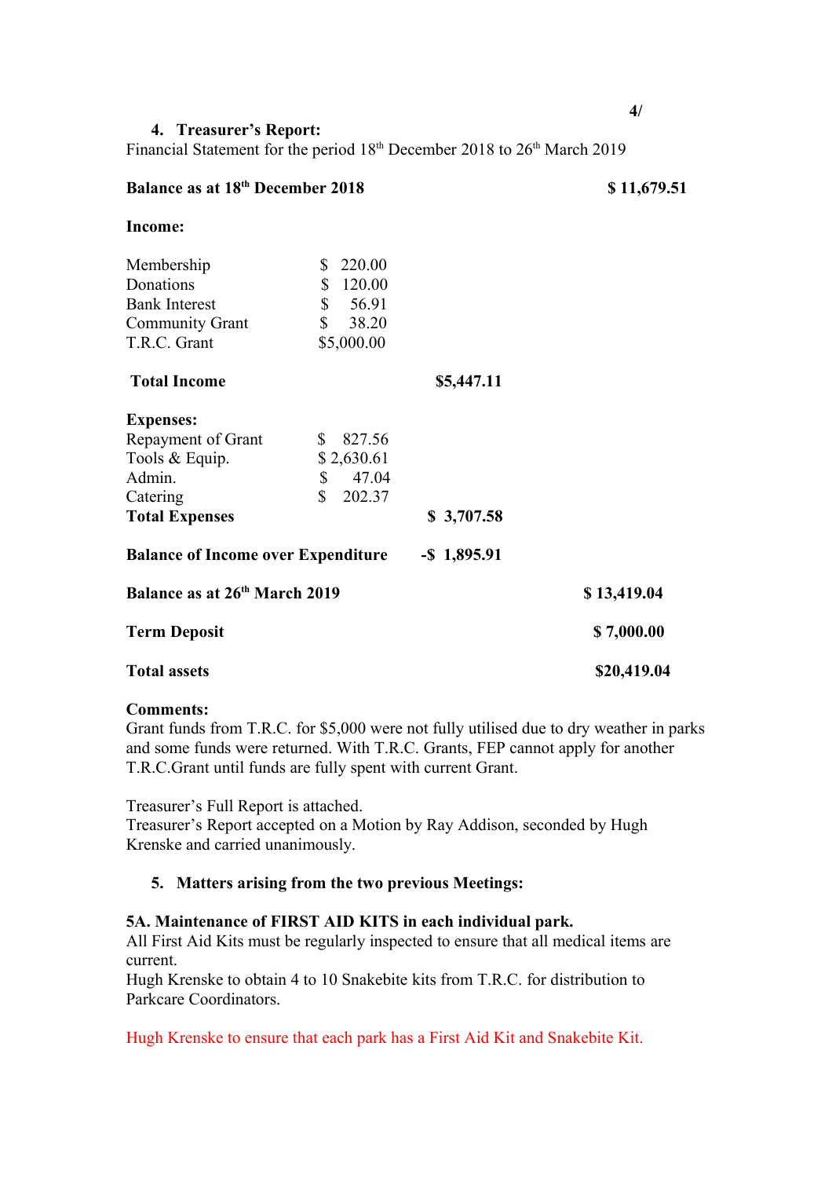### 4. Treasurer's Report:

Financial Statement for the period 18th December 2018 to 26th March 2019

| | | | |
|---|---|---|---|
| **Balance as at 18th December 2018** | | | **$ 11,679.51** |
| **Income:** | | | |
| Membership | $ 220.00 | | |
| Donations | $ 120.00 | | |
| Bank Interest | $ 56.91 | | |
| Community Grant | $ 38.20 | | |
| T.R.C. Grant | $5,000.00 | | |
| **Total Income** | | **$5,447.11** | |
| **Expenses:** | | | |
| Repayment of Grant | $ 827.56 | | |
| Tools & Equip. | $ 2,630.61 | | |
| Admin. | $ 47.04 | | |
| Catering | $ 202.37 | | |
| **Total Expenses** | | **$ 3,707.58** | |
| **Balance of Income over Expenditure** | | **-$ 1,895.91** | |
| **Balance as at 26th March 2019** | | | **$ 13,419.04** |
| **Term Deposit** | | | **$ 7,000.00** |
| **Total assets** | | | **$20,419.04** |

**Comments:**
Grant funds from T.R.C. for $5,000 were not fully utilised due to dry weather in parks and some funds were returned. With T.R.C. Grants, FEP cannot apply for another T.R.C.Grant until funds are fully spent with current Grant.

Treasurer's Full Report is attached.
Treasurer's Report accepted on a Motion by Ray Addison, seconded by Hugh Krenske and carried unanimously.

### 5. Matters arising from the two previous Meetings:

**5A. Maintenance of FIRST AID KITS in each individual park.**
All First Aid Kits must be regularly inspected to ensure that all medical items are current.
Hugh Krenske to obtain 4 to 10 Snakebite kits from T.R.C. for distribution to Parkcare Coordinators.

Hugh Krenske to ensure that each park has a First Aid Kit and Snakebite Kit.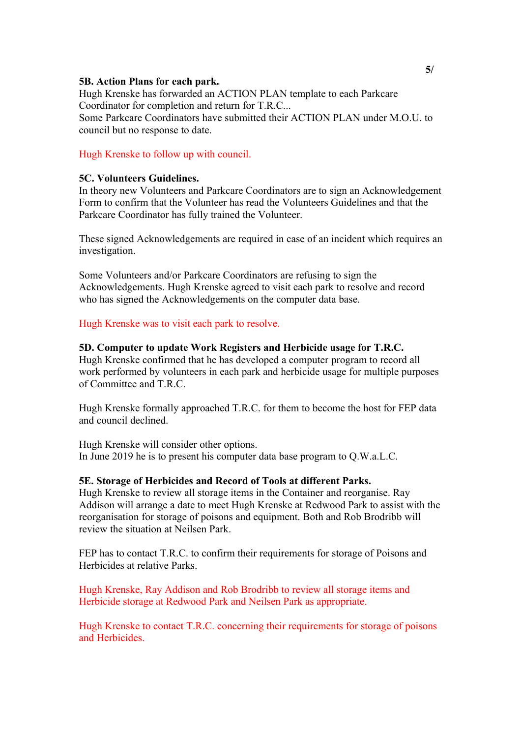**5B. Action Plans for each park.**
Hugh Krenske has forwarded an ACTION PLAN template to each Parkcare Coordinator for completion and return for T.R.C...
Some Parkcare Coordinators have submitted their ACTION PLAN under M.O.U. to council but no response to date.

Hugh Krenske to follow up with council.

**5C. Volunteers Guidelines.**
In theory new Volunteers and Parkcare Coordinators are to sign an Acknowledgement Form to confirm that the Volunteer has read the Volunteers Guidelines and that the Parkcare Coordinator has fully trained the Volunteer.

These signed Acknowledgements are required in case of an incident which requires an investigation.

Some Volunteers and/or Parkcare Coordinators are refusing to sign the Acknowledgements. Hugh Krenske agreed to visit each park to resolve and record who has signed the Acknowledgements on the computer data base.

Hugh Krenske was to visit each park to resolve.

**5D. Computer to update Work Registers and Herbicide usage for T.R.C.**
Hugh Krenske confirmed that he has developed a computer program to record all work performed by volunteers in each park and herbicide usage for multiple purposes of Committee and T.R.C.

Hugh Krenske formally approached T.R.C. for them to become the host for FEP data and council declined.

Hugh Krenske will consider other options.
In June 2019 he is to present his computer data base program to Q.W.a.L.C.

**5E. Storage of Herbicides and Record of Tools at different Parks.**
Hugh Krenske to review all storage items in the Container and reorganise. Ray Addison will arrange a date to meet Hugh Krenske at Redwood Park to assist with the reorganisation for storage of poisons and equipment. Both and Rob Brodribb will review the situation at Neilsen Park.

FEP has to contact T.R.C. to confirm their requirements for storage of Poisons and Herbicides at relative Parks.

Hugh Krenske, Ray Addison and Rob Brodribb to review all storage items and Herbicide storage at Redwood Park and Neilsen Park as appropriate.

Hugh Krenske to contact T.R.C. concerning their requirements for storage of poisons and Herbicides.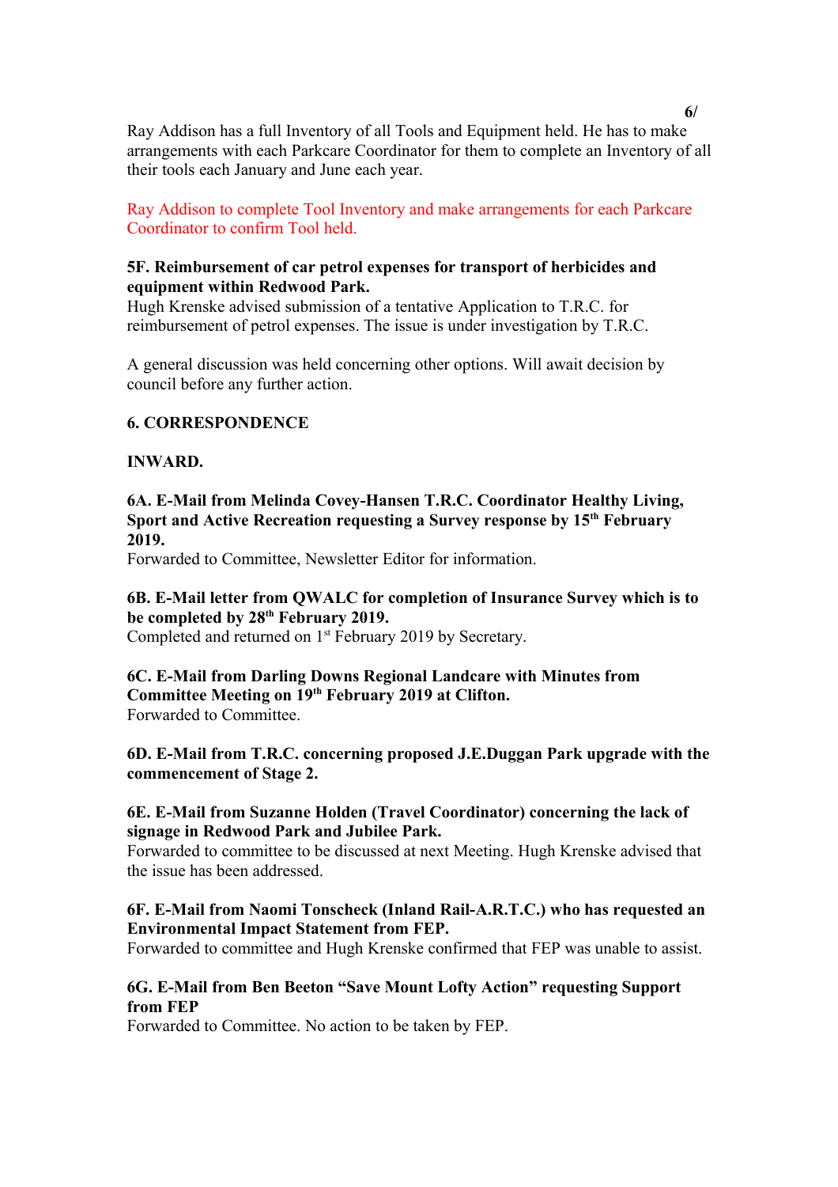Ray Addison has a full Inventory of all Tools and Equipment held. He has to make arrangements with each Parkcare Coordinator for them to complete an Inventory of all their tools each January and June each year.

Ray Addison to complete Tool Inventory and make arrangements for each Parkcare Coordinator to confirm Tool held.

**5F. Reimbursement of car petrol expenses for transport of herbicides and equipment within Redwood Park.**

Hugh Krenske advised submission of a tentative Application to T.R.C. for reimbursement of petrol expenses. The issue is under investigation by T.R.C.

A general discussion was held concerning other options. Will await decision by council before any further action.

**6. CORRESPONDENCE**

**INWARD.**

**6A. E-Mail from Melinda Covey-Hansen T.R.C. Coordinator Healthy Living, Sport and Active Recreation requesting a Survey response by 15th February 2019.**

Forwarded to Committee, Newsletter Editor for information.

**6B. E-Mail letter from QWALC for completion of Insurance Survey which is to be completed by 28th February 2019.**

Completed and returned on 1st February 2019 by Secretary.

**6C. E-Mail from Darling Downs Regional Landcare with Minutes from Committee Meeting on 19th February 2019 at Clifton.**

Forwarded to Committee.

**6D. E-Mail from T.R.C. concerning proposed J.E.Duggan Park upgrade with the commencement of Stage 2.**

**6E. E-Mail from Suzanne Holden (Travel Coordinator) concerning the lack of signage in Redwood Park and Jubilee Park.**

Forwarded to committee to be discussed at next Meeting. Hugh Krenske advised that the issue has been addressed.

**6F. E-Mail from Naomi Tonscheck (Inland Rail-A.R.T.C.) who has requested an Environmental Impact Statement from FEP.**

Forwarded to committee and Hugh Krenske confirmed that FEP was unable to assist.

**6G. E-Mail from Ben Beeton "Save Mount Lofty Action" requesting Support from FEP**

Forwarded to Committee. No action to be taken by FEP.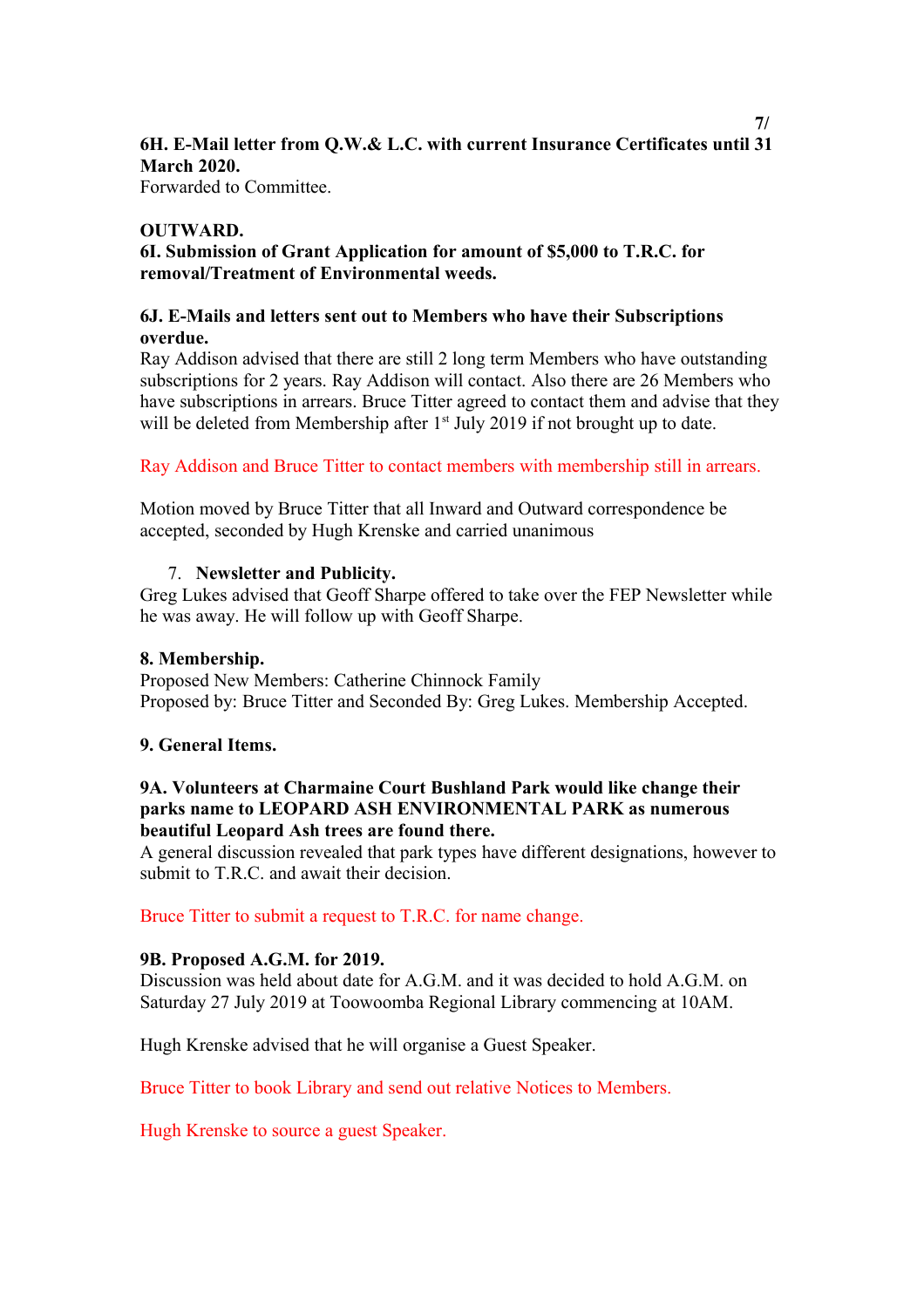**6H. E-Mail letter from Q.W.& L.C. with current Insurance Certificates until 31 March 2020.**
Forwarded to Committee.

**OUTWARD.**
**6I. Submission of Grant Application for amount of $5,000 to T.R.C. for removal/Treatment of Environmental weeds.**

**6J. E-Mails and letters sent out to Members who have their Subscriptions overdue.**
Ray Addison advised that there are still 2 long term Members who have outstanding subscriptions for 2 years. Ray Addison will contact. Also there are 26 Members who have subscriptions in arrears. Bruce Titter agreed to contact them and advise that they will be deleted from Membership after 1st July 2019 if not brought up to date.

Ray Addison and Bruce Titter to contact members with membership still in arrears.

Motion moved by Bruce Titter that all Inward and Outward correspondence be accepted, seconded by Hugh Krenske and carried unanimous

7. **Newsletter and Publicity.**

Greg Lukes advised that Geoff Sharpe offered to take over the FEP Newsletter while he was away. He will follow up with Geoff Sharpe.

**8. Membership.**
Proposed New Members: Catherine Chinnock Family
Proposed by: Bruce Titter and Seconded By: Greg Lukes. Membership Accepted.

**9. General Items.**

**9A. Volunteers at Charmaine Court Bushland Park would like change their parks name to LEOPARD ASH ENVIRONMENTAL PARK as numerous beautiful Leopard Ash trees are found there.**
A general discussion revealed that park types have different designations, however to submit to T.R.C. and await their decision.

Bruce Titter to submit a request to T.R.C. for name change.

**9B. Proposed A.G.M. for 2019.**
Discussion was held about date for A.G.M. and it was decided to hold A.G.M. on Saturday 27 July 2019 at Toowoomba Regional Library commencing at 10AM.

Hugh Krenske advised that he will organise a Guest Speaker.

Bruce Titter to book Library and send out relative Notices to Members.

Hugh Krenske to source a guest Speaker.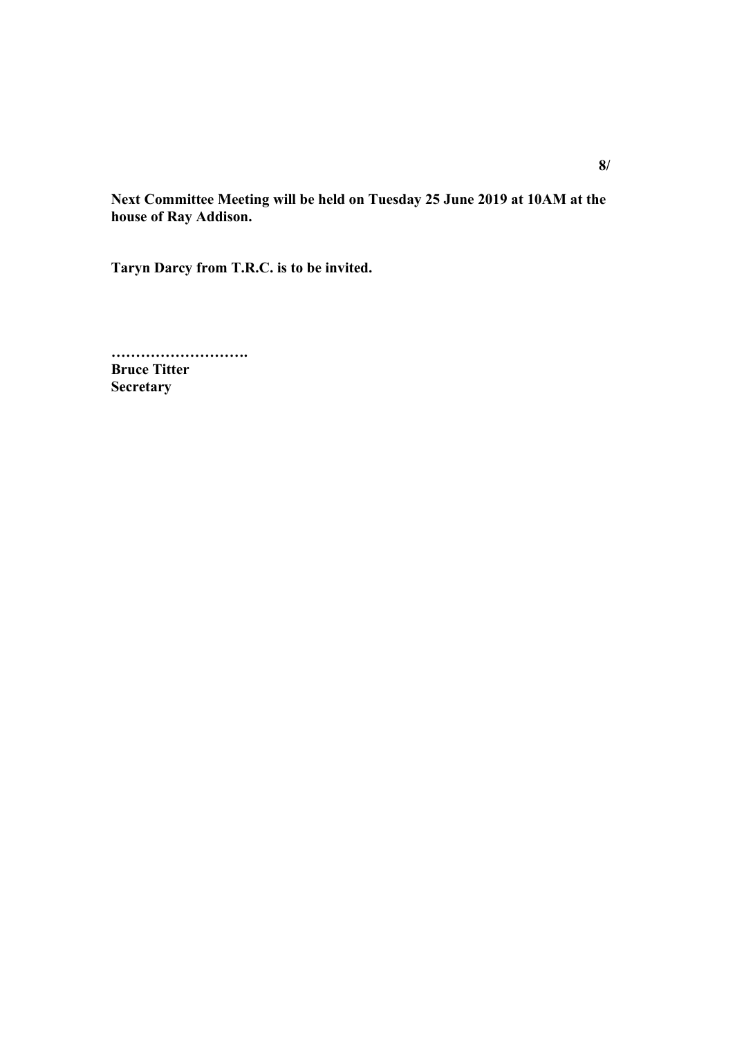**Next Committee Meeting will be held on Tuesday 25 June 2019 at 10AM at the house of Ray Addison.**

**Taryn Darcy from T.R.C. is to be invited.**

**……………………….**
**Bruce Titter**
**Secretary**